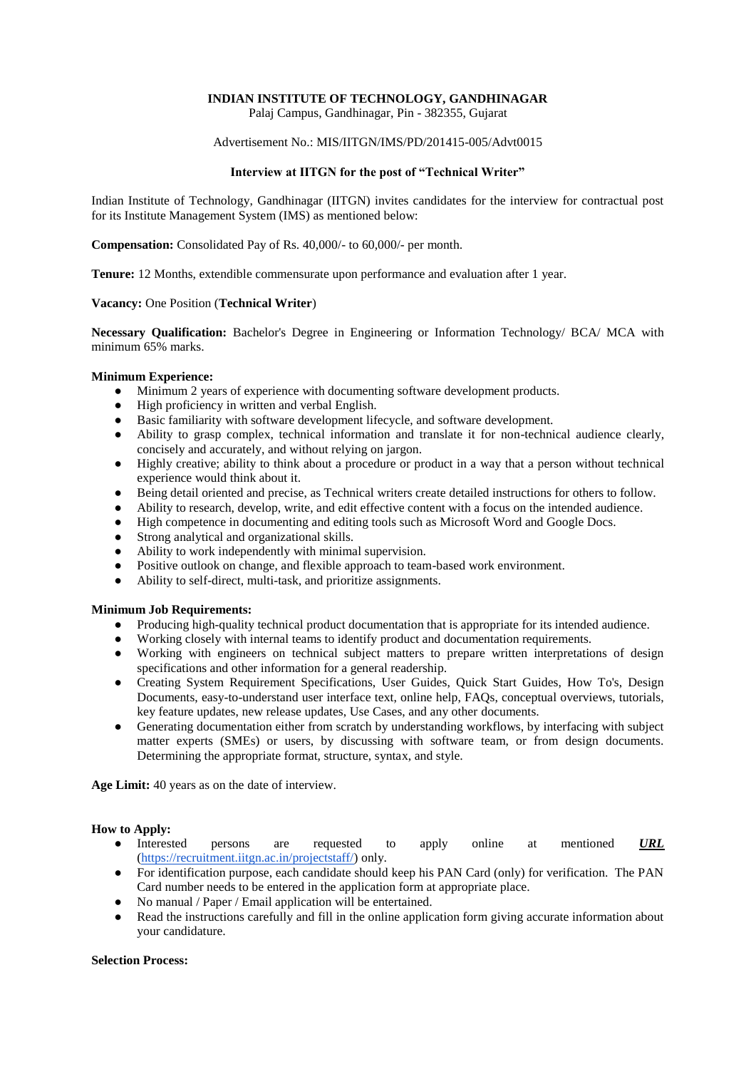**INDIAN INSTITUTE OF TECHNOLOGY, GANDHINAGAR**
Palaj Campus, Gandhinagar, Pin - 382355, Gujarat

Advertisement No.: MIS/IITGN/IMS/PD/201415-005/Advt0015

**Interview at IITGN for the post of "Technical Writer"**

Indian Institute of Technology, Gandhinagar (IITGN) invites candidates for the interview for contractual post for its Institute Management System (IMS) as mentioned below:

**Compensation:** Consolidated Pay of Rs. 40,000/- to 60,000/- per month.

**Tenure:** 12 Months, extendible commensurate upon performance and evaluation after 1 year.

**Vacancy:** One Position (**Technical Writer**)

**Necessary Qualification:** Bachelor's Degree in Engineering or Information Technology/ BCA/ MCA with minimum 65% marks.

**Minimum Experience:**

- Minimum 2 years of experience with documenting software development products.
- High proficiency in written and verbal English.
- Basic familiarity with software development lifecycle, and software development.
- Ability to grasp complex, technical information and translate it for non-technical audience clearly, concisely and accurately, and without relying on jargon.
- Highly creative; ability to think about a procedure or product in a way that a person without technical experience would think about it.
- Being detail oriented and precise, as Technical writers create detailed instructions for others to follow.
- Ability to research, develop, write, and edit effective content with a focus on the intended audience.
- High competence in documenting and editing tools such as Microsoft Word and Google Docs.
- Strong analytical and organizational skills.
- Ability to work independently with minimal supervision.
- Positive outlook on change, and flexible approach to team-based work environment.
- Ability to self-direct, multi-task, and prioritize assignments.

**Minimum Job Requirements:**

- Producing high-quality technical product documentation that is appropriate for its intended audience.
- Working closely with internal teams to identify product and documentation requirements.
- Working with engineers on technical subject matters to prepare written interpretations of design specifications and other information for a general readership.
- Creating System Requirement Specifications, User Guides, Quick Start Guides, How To's, Design Documents, easy-to-understand user interface text, online help, FAQs, conceptual overviews, tutorials, key feature updates, new release updates, Use Cases, and any other documents.
- Generating documentation either from scratch by understanding workflows, by interfacing with subject matter experts (SMEs) or users, by discussing with software team, or from design documents. Determining the appropriate format, structure, syntax, and style.

**Age Limit:** 40 years as on the date of interview.

**How to Apply:**

- Interested persons are requested to apply online at mentioned ***URL*** (https://recruitment.iitgn.ac.in/projectstaff/) only.
- For identification purpose, each candidate should keep his PAN Card (only) for verification. The PAN Card number needs to be entered in the application form at appropriate place.
- No manual / Paper / Email application will be entertained.
- Read the instructions carefully and fill in the online application form giving accurate information about your candidature.

**Selection Process:**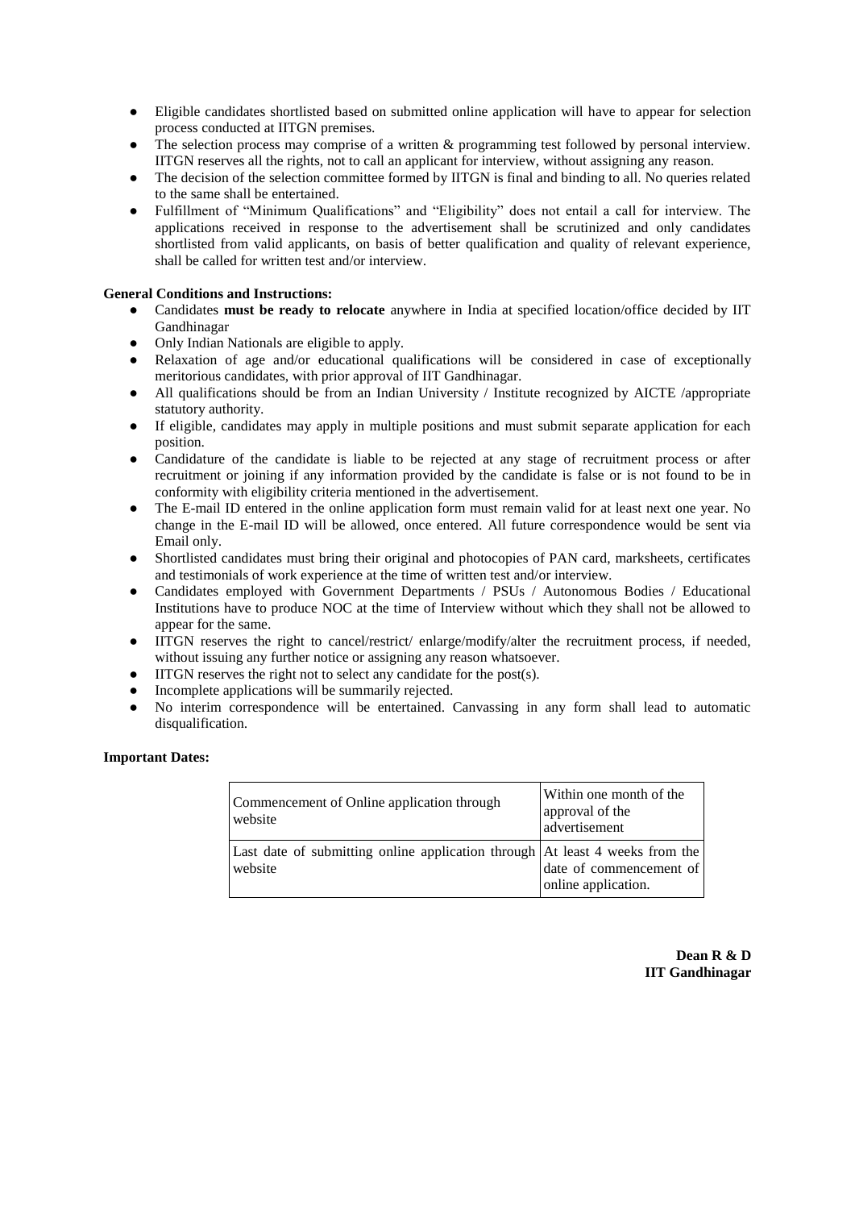- Eligible candidates shortlisted based on submitted online application will have to appear for selection process conducted at IITGN premises.
- The selection process may comprise of a written & programming test followed by personal interview. IITGN reserves all the rights, not to call an applicant for interview, without assigning any reason.
- The decision of the selection committee formed by IITGN is final and binding to all. No queries related to the same shall be entertained.
- Fulfillment of "Minimum Qualifications" and "Eligibility" does not entail a call for interview. The applications received in response to the advertisement shall be scrutinized and only candidates shortlisted from valid applicants, on basis of better qualification and quality of relevant experience, shall be called for written test and/or interview.

**General Conditions and Instructions:**

- Candidates **must be ready to relocate** anywhere in India at specified location/office decided by IIT Gandhinagar
- Only Indian Nationals are eligible to apply.
- Relaxation of age and/or educational qualifications will be considered in case of exceptionally meritorious candidates, with prior approval of IIT Gandhinagar.
- All qualifications should be from an Indian University / Institute recognized by AICTE /appropriate statutory authority.
- If eligible, candidates may apply in multiple positions and must submit separate application for each position.
- Candidature of the candidate is liable to be rejected at any stage of recruitment process or after recruitment or joining if any information provided by the candidate is false or is not found to be in conformity with eligibility criteria mentioned in the advertisement.
- The E-mail ID entered in the online application form must remain valid for at least next one year. No change in the E-mail ID will be allowed, once entered. All future correspondence would be sent via Email only.
- Shortlisted candidates must bring their original and photocopies of PAN card, marksheets, certificates and testimonials of work experience at the time of written test and/or interview.
- Candidates employed with Government Departments / PSUs / Autonomous Bodies / Educational Institutions have to produce NOC at the time of Interview without which they shall not be allowed to appear for the same.
- IITGN reserves the right to cancel/restrict/ enlarge/modify/alter the recruitment process, if needed, without issuing any further notice or assigning any reason whatsoever.
- IITGN reserves the right not to select any candidate for the post(s).
- Incomplete applications will be summarily rejected.
- No interim correspondence will be entertained. Canvassing in any form shall lead to automatic disqualification.

**Important Dates:**

| | |
|---|---|
| Commencement of Online application through website | Within one month of the approval of the advertisement |
| Last date of submitting online application through website | At least 4 weeks from the date of commencement of online application. |

**Dean R & D**
**IIT Gandhinagar**